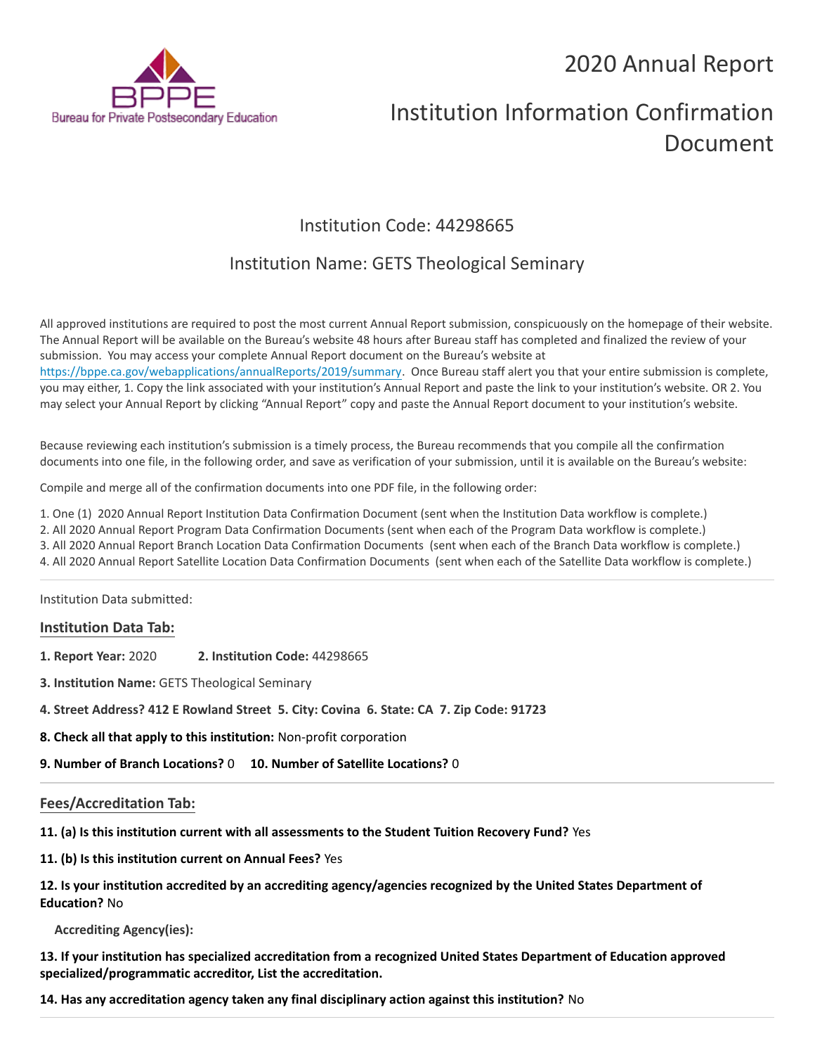# 2020 Annual Report

# Institution Information Confirmation Document

## Institution Code: 44298665

## Institution Name: GETS Theological Seminary

All approved institutions are required to post the most current Annual Report submission, conspicuously on the homepage of their website. The Annual Report will be available on the Bureau's website 48 hours after Bureau staff has completed and finalized the review of your submission. You may access your complete Annual Report document on the Bureau's website at https://bppe.ca.gov/webapplications/annualReports/2019/summary. Once Bureau staff alert you that your entire submission is complete, you may either, 1. Copy the link associated with your institution's Annual Report and paste the link to your institution's website. OR 2. You may select your Annual Report by clicking "Annual Report" copy and paste the Annual Report document to your institution's website.

Because reviewing each institution's submission is a timely process, the Bureau recommends that you compile all the confirmation documents into one file, in the following order, and save as verification of your submission, until it is available on the Bureau's website:

Compile and merge all of the confirmation documents into one PDF file, in the following order:

1. One (1) 2020 Annual Report Institution Data Confirmation Document (sent when the Institution Data workflow is complete.)
2. All 2020 Annual Report Program Data Confirmation Documents (sent when each of the Program Data workflow is complete.)
3. All 2020 Annual Report Branch Location Data Confirmation Documents (sent when each of the Branch Data workflow is complete.)
4. All 2020 Annual Report Satellite Location Data Confirmation Documents (sent when each of the Satellite Data workflow is complete.)

---

Institution Data submitted:

### Institution Data Tab:

**1. Report Year:** 2020 **2. Institution Code:** 44298665

**3. Institution Name:** GETS Theological Seminary

**4. Street Address? 412 E Rowland Street 5. City: Covina 6. State: CA 7. Zip Code: 91723**

**8. Check all that apply to this institution:** Non-profit corporation

**9. Number of Branch Locations?** 0 **10. Number of Satellite Locations?** 0

---

### Fees/Accreditation Tab:

**11. (a) Is this institution current with all assessments to the Student Tuition Recovery Fund?** Yes

**11. (b) Is this institution current on Annual Fees?** Yes

**12. Is your institution accredited by an accrediting agency/agencies recognized by the United States Department of Education?** No

**Accrediting Agency(ies):**

**13. If your institution has specialized accreditation from a recognized United States Department of Education approved specialized/programmatic accreditor, List the accreditation.**

**14. Has any accreditation agency taken any final disciplinary action against this institution?** No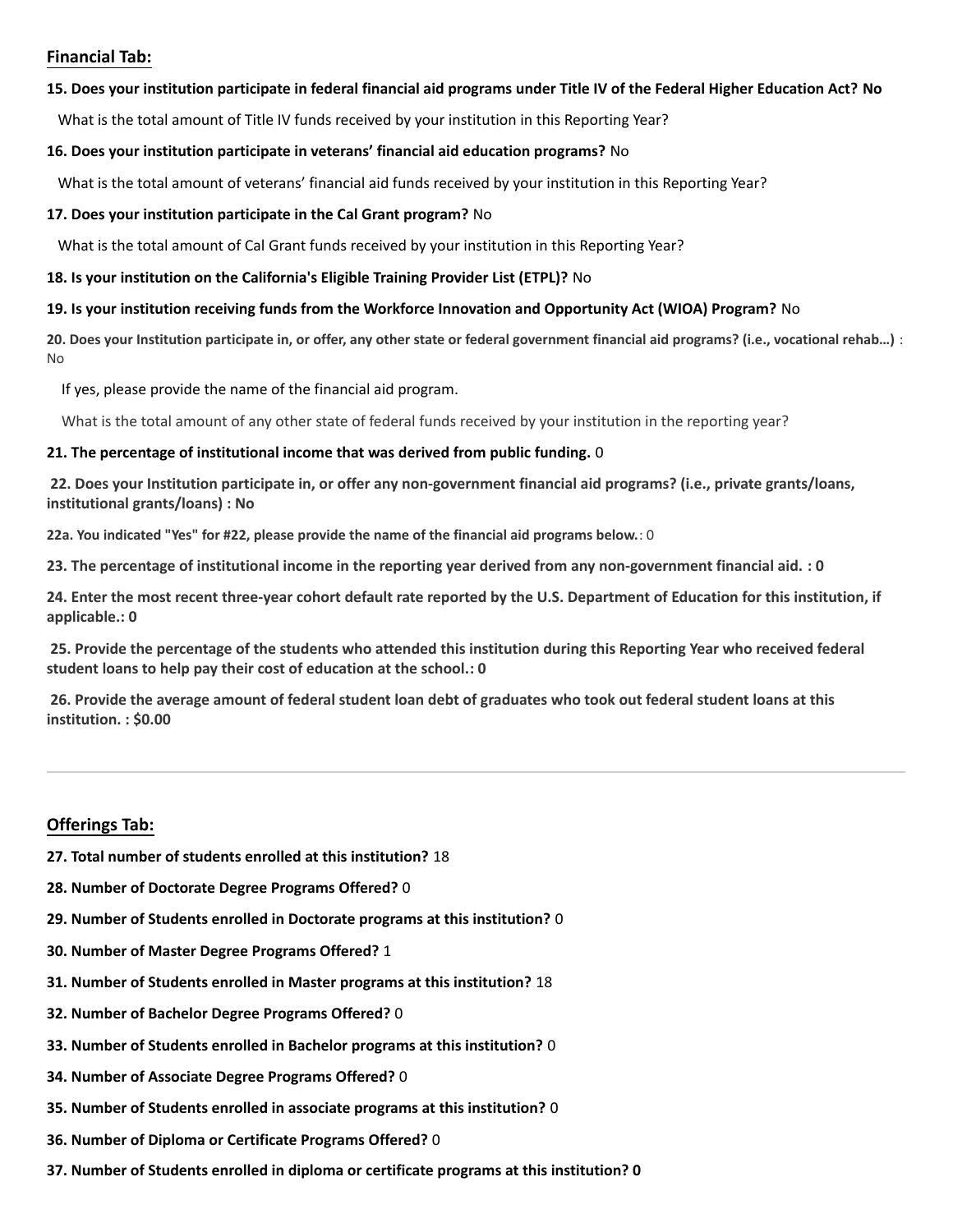## Financial Tab:

**15. Does your institution participate in federal financial aid programs under Title IV of the Federal Higher Education Act? No**

What is the total amount of Title IV funds received by your institution in this Reporting Year?

**16. Does your institution participate in veterans' financial aid education programs?** No

What is the total amount of veterans' financial aid funds received by your institution in this Reporting Year?

**17. Does your institution participate in the Cal Grant program?** No

What is the total amount of Cal Grant funds received by your institution in this Reporting Year?

**18. Is your institution on the California's Eligible Training Provider List (ETPL)?** No

**19. Is your institution receiving funds from the Workforce Innovation and Opportunity Act (WIOA) Program?** No

**20. Does your Institution participate in, or offer, any other state or federal government financial aid programs? (i.e., vocational rehab...)** : No

If yes, please provide the name of the financial aid program.

What is the total amount of any other state of federal funds received by your institution in the reporting year?

**21. The percentage of institutional income that was derived from public funding.** 0

**22. Does your Institution participate in, or offer any non-government financial aid programs? (i.e., private grants/loans, institutional grants/loans) : No**

**22a. You indicated "Yes" for #22, please provide the name of the financial aid programs below.**: 0

**23. The percentage of institutional income in the reporting year derived from any non-government financial aid. : 0**

**24. Enter the most recent three-year cohort default rate reported by the U.S. Department of Education for this institution, if applicable.: 0**

**25. Provide the percentage of the students who attended this institution during this Reporting Year who received federal student loans to help pay their cost of education at the school.: 0**

**26. Provide the average amount of federal student loan debt of graduates who took out federal student loans at this institution. : $0.00**

---

## Offerings Tab:

**27. Total number of students enrolled at this institution?** 18

**28. Number of Doctorate Degree Programs Offered?** 0

**29. Number of Students enrolled in Doctorate programs at this institution?** 0

**30. Number of Master Degree Programs Offered?** 1

**31. Number of Students enrolled in Master programs at this institution?** 18

**32. Number of Bachelor Degree Programs Offered?** 0

**33. Number of Students enrolled in Bachelor programs at this institution?** 0

**34. Number of Associate Degree Programs Offered?** 0

**35. Number of Students enrolled in associate programs at this institution?** 0

**36. Number of Diploma or Certificate Programs Offered?** 0

**37. Number of Students enrolled in diploma or certificate programs at this institution? 0**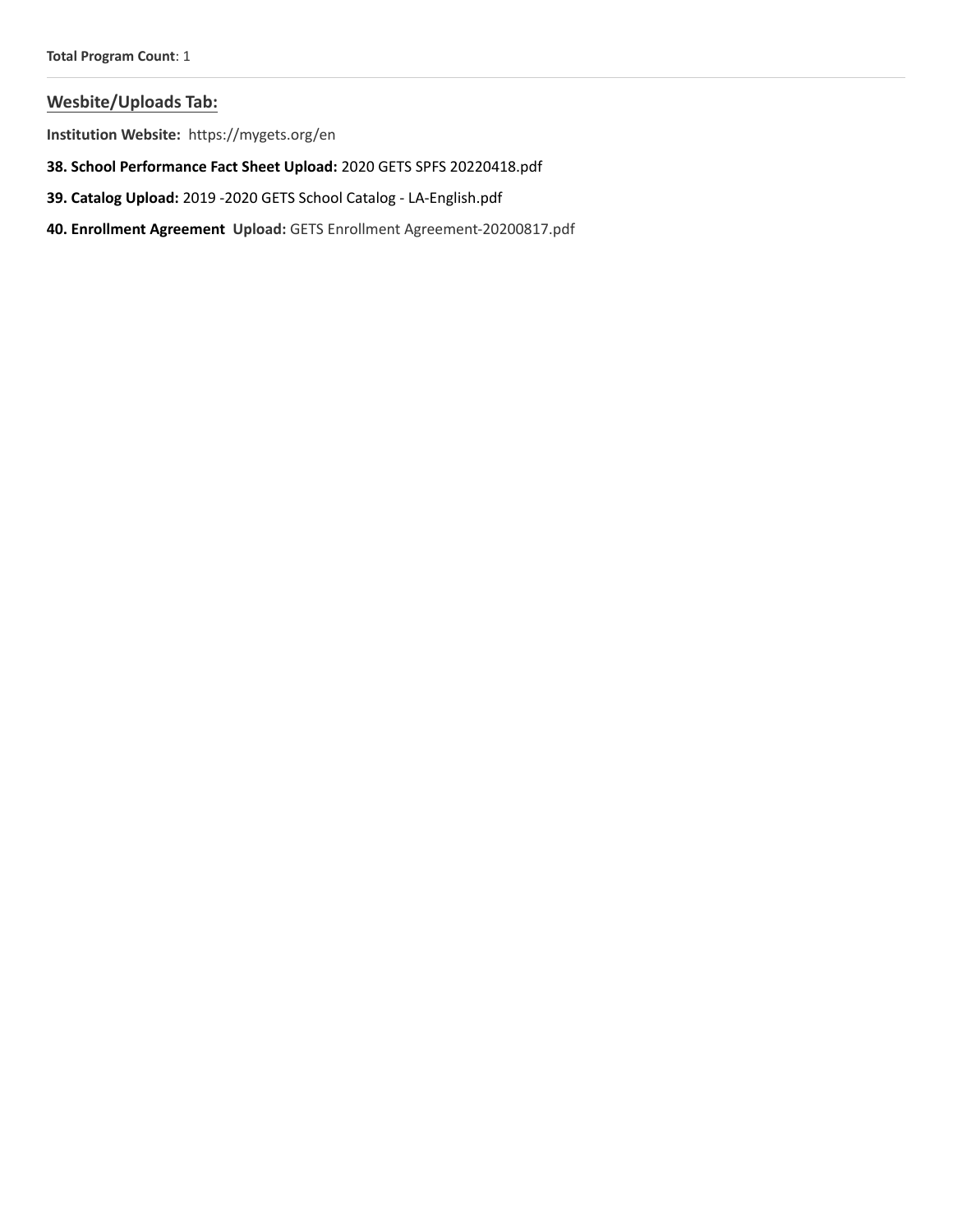**Total Program Count**: 1

## Wesbite/Uploads Tab:

**Institution Website:** https://mygets.org/en

**38. School Performance Fact Sheet Upload:** 2020 GETS SPFS 20220418.pdf

**39. Catalog Upload:** 2019 -2020 GETS School Catalog - LA-English.pdf

**40. Enrollment Agreement Upload:** GETS Enrollment Agreement-20200817.pdf